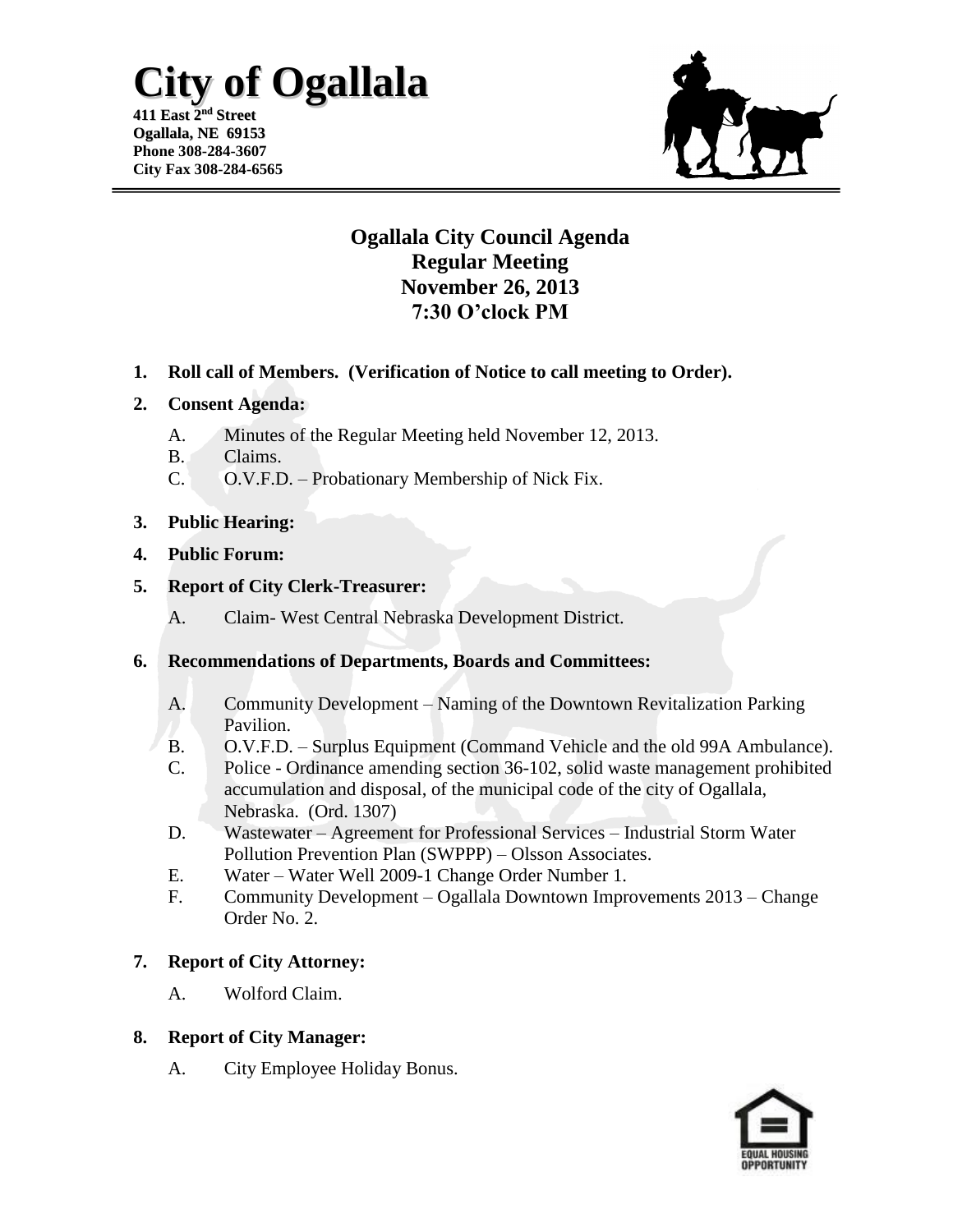# City of Ogallala

**411 East 2nd Street**
**Ogallala, NE 69153**
**Phone 308-284-3607**
**City Fax 308-284-6565**

## Ogallala City Council Agenda
## Regular Meeting
## November 26, 2013
## 7:30 O'clock PM

1. **Roll call of Members. (Verification of Notice to call meeting to Order).**

2. **Consent Agenda:**
   - A. Minutes of the Regular Meeting held November 12, 2013.
   - B. Claims.
   - C. O.V.F.D. – Probationary Membership of Nick Fix.

3. **Public Hearing:**

4. **Public Forum:**

5. **Report of City Clerk-Treasurer:**
   - A. Claim- West Central Nebraska Development District.

6. **Recommendations of Departments, Boards and Committees:**
   - A. Community Development – Naming of the Downtown Revitalization Parking Pavilion.
   - B. O.V.F.D. – Surplus Equipment (Command Vehicle and the old 99A Ambulance).
   - C. Police - Ordinance amending section 36-102, solid waste management prohibited accumulation and disposal, of the municipal code of the city of Ogallala, Nebraska. (Ord. 1307)
   - D. Wastewater – Agreement for Professional Services – Industrial Storm Water Pollution Prevention Plan (SWPPP) – Olsson Associates.
   - E. Water – Water Well 2009-1 Change Order Number 1.
   - F. Community Development – Ogallala Downtown Improvements 2013 – Change Order No. 2.

7. **Report of City Attorney:**
   - A. Wolford Claim.

8. **Report of City Manager:**
   - A. City Employee Holiday Bonus.

EQUAL HOUSING OPPORTUNITY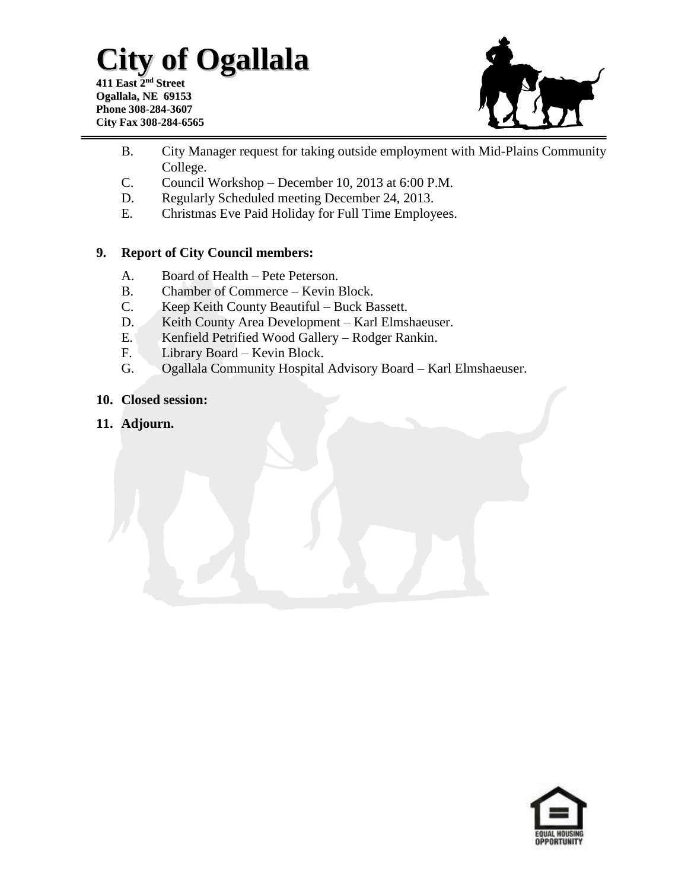# City of Ogallala

**411 East 2nd Street**
**Ogallala, NE 69153**
**Phone 308-284-3607**
**City Fax 308-284-6565**

- B. City Manager request for taking outside employment with Mid-Plains Community College.
- C. Council Workshop – December 10, 2013 at 6:00 P.M.
- D. Regularly Scheduled meeting December 24, 2013.
- E. Christmas Eve Paid Holiday for Full Time Employees.

**9. Report of City Council members:**

- A. Board of Health – Pete Peterson.
- B. Chamber of Commerce – Kevin Block.
- C. Keep Keith County Beautiful – Buck Bassett.
- D. Keith County Area Development – Karl Elmshaeuser.
- E. Kenfield Petrified Wood Gallery – Rodger Rankin.
- F. Library Board – Kevin Block.
- G. Ogallala Community Hospital Advisory Board – Karl Elmshaeuser.

**10. Closed session:**

**11. Adjourn.**

EQUAL HOUSING OPPORTUNITY